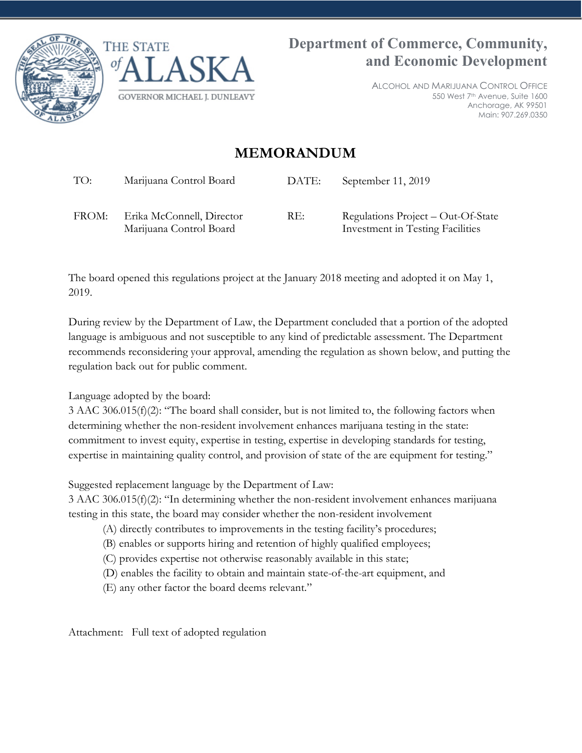THE STATE *of* ALASKA

GOVERNOR MICHAEL J. DUNLEAVY

**Department of Commerce, Community, and Economic Development**

ALCOHOL AND MARIJUANA CONTROL OFFICE
550 West 7th Avenue, Suite 1600
Anchorage, AK 99501
Main: 907.269.0350

# MEMORANDUM

| | | | |
|---|---|---|---|
| TO: | Marijuana Control Board | DATE: | September 11, 2019 |
| FROM: | Erika McConnell, Director<br>Marijuana Control Board | RE: | Regulations Project – Out-Of-State Investment in Testing Facilities |

The board opened this regulations project at the January 2018 meeting and adopted it on May 1, 2019.

During review by the Department of Law, the Department concluded that a portion of the adopted language is ambiguous and not susceptible to any kind of predictable assessment. The Department recommends reconsidering your approval, amending the regulation as shown below, and putting the regulation back out for public comment.

Language adopted by the board:
3 AAC 306.015(f)(2): "The board shall consider, but is not limited to, the following factors when determining whether the non-resident involvement enhances marijuana testing in the state: commitment to invest equity, expertise in testing, expertise in developing standards for testing, expertise in maintaining quality control, and provision of state of the are equipment for testing."

Suggested replacement language by the Department of Law:
3 AAC 306.015(f)(2): "In determining whether the non-resident involvement enhances marijuana testing in this state, the board may consider whether the non-resident involvement

(A) directly contributes to improvements in the testing facility's procedures;
(B) enables or supports hiring and retention of highly qualified employees;
(C) provides expertise not otherwise reasonably available in this state;
(D) enables the facility to obtain and maintain state-of-the-art equipment, and
(E) any other factor the board deems relevant."

Attachment: Full text of adopted regulation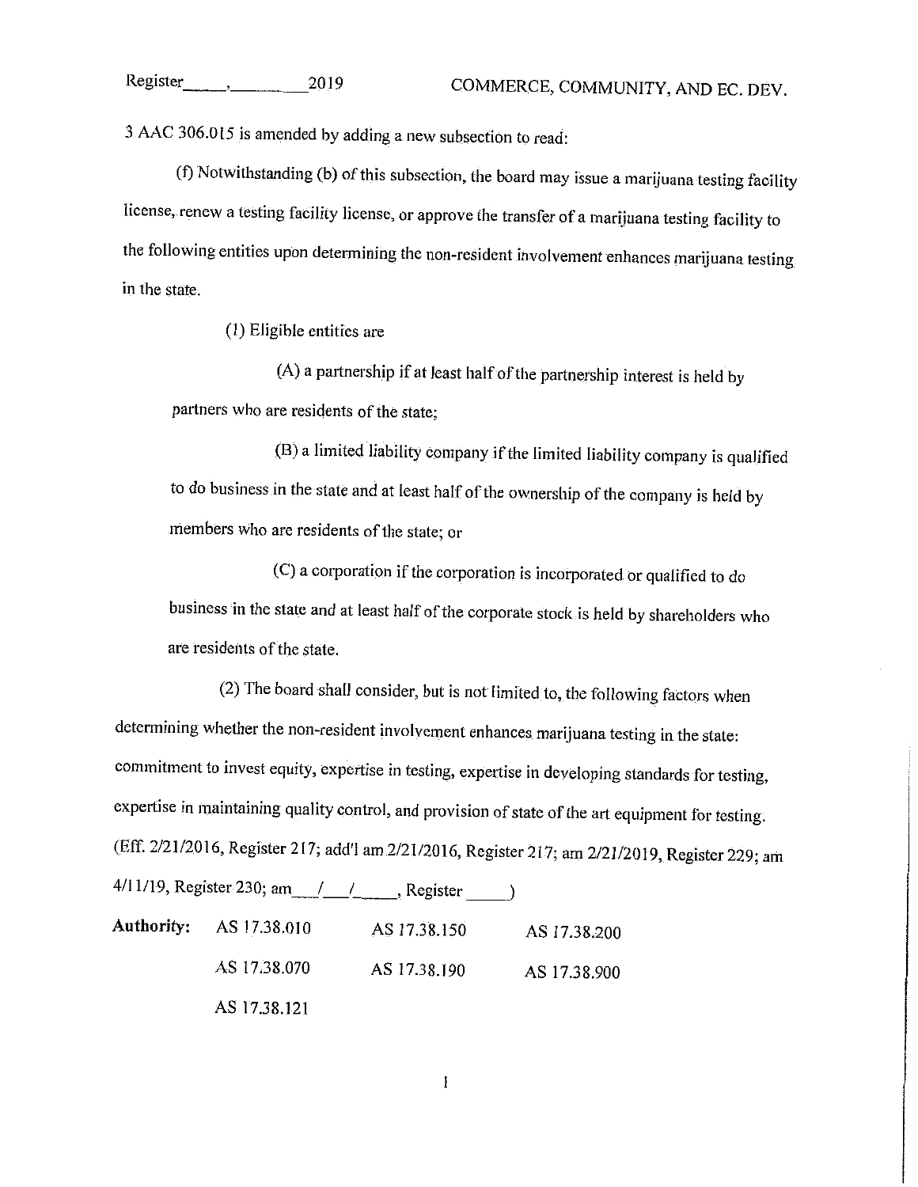3 AAC 306.015 is amended by adding a new subsection to read:

(f) Notwithstanding (b) of this subsection, the board may issue a marijuana testing facility license, renew a testing facility license, or approve the transfer of a marijuana testing facility to the following entities upon determining the non-resident involvement enhances marijuana testing in the state.

(1) Eligible entities are

(A) a partnership if at least half of the partnership interest is held by partners who are residents of the state;

(B) a limited liability company if the limited liability company is qualified to do business in the state and at least half of the ownership of the company is held by members who are residents of the state; or

(C) a corporation if the corporation is incorporated or qualified to do business in the state and at least half of the corporate stock is held by shareholders who are residents of the state.

(2) The board shall consider, but is not limited to, the following factors when determining whether the non-resident involvement enhances marijuana testing in the state: commitment to invest equity, expertise in testing, expertise in developing standards for testing, expertise in maintaining quality control, and provision of state of the art equipment for testing. (Eff. 2/21/2016, Register 217; add'l am 2/21/2016, Register 217; am 2/21/2019, Register 229; am 4/11/19, Register 230; am ___/___/_____, Register _____)

| | | | |
|---|---|---|---|
| **Authority:** | AS 17.38.010 | AS 17.38.150 | AS 17.38.200 |
| | AS 17.38.070 | AS 17.38.190 | AS 17.38.900 |
| | AS 17.38.121 | | |